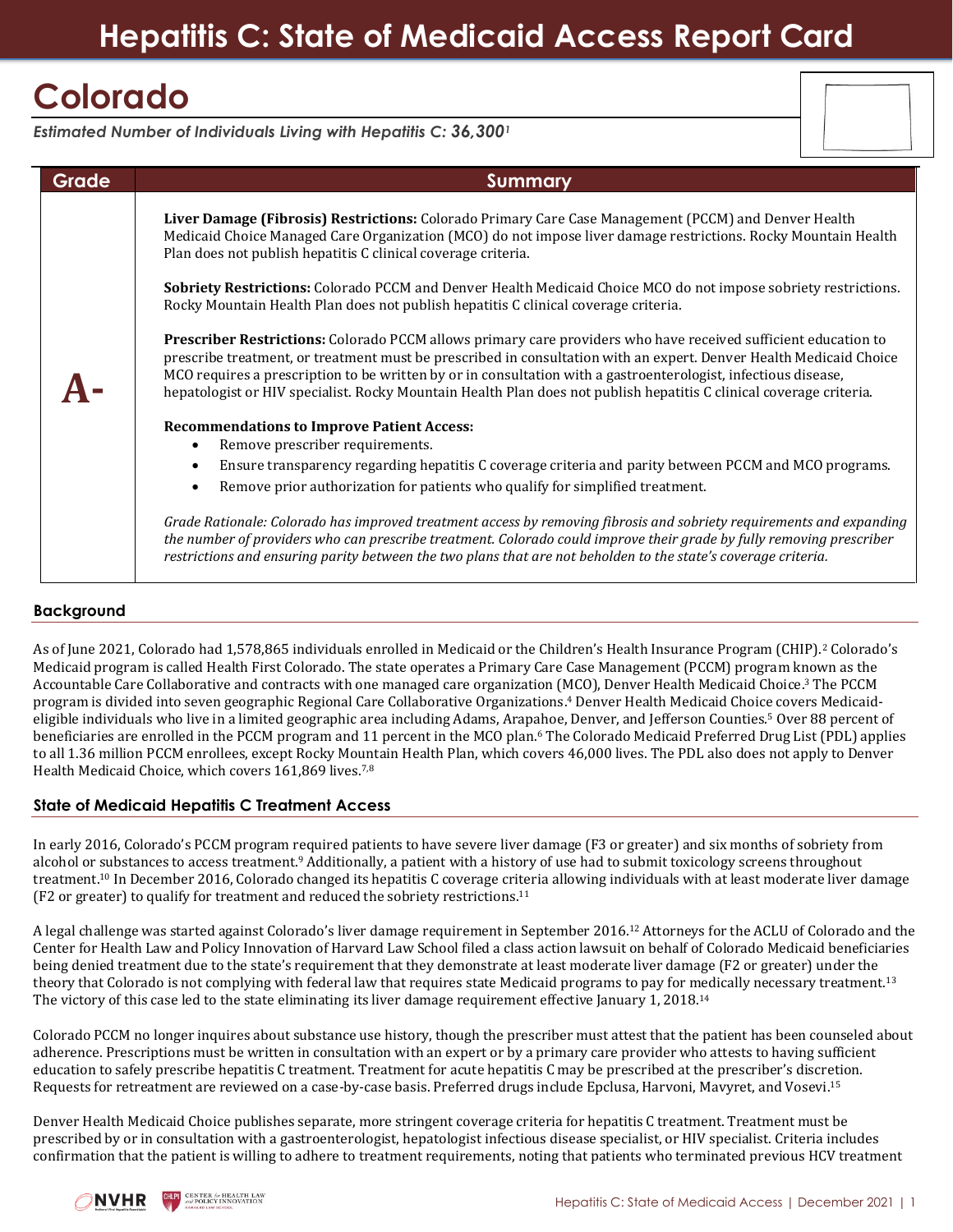# Hepatitis C: State of Medicaid Access Report Card

## Colorado

*Estimated Number of Individuals Living with Hepatitis C: 36,300[1]*

| Grade | Summary |
| --- | --- |
| **A-** | **Liver Damage (Fibrosis) Restrictions:** Colorado Primary Care Case Management (PCCM) and Denver Health Medicaid Choice Managed Care Organization (MCO) do not impose liver damage restrictions. Rocky Mountain Health Plan does not publish hepatitis C clinical coverage criteria.<br><br>**Sobriety Restrictions:** Colorado PCCM and Denver Health Medicaid Choice MCO do not impose sobriety restrictions. Rocky Mountain Health Plan does not publish hepatitis C clinical coverage criteria.<br><br>**Prescriber Restrictions:** Colorado PCCM allows primary care providers who have received sufficient education to prescribe treatment, or treatment must be prescribed in consultation with an expert. Denver Health Medicaid Choice MCO requires a prescription to be written by or in consultation with a gastroenterologist, infectious disease, hepatologist or HIV specialist. Rocky Mountain Health Plan does not publish hepatitis C clinical coverage criteria.<br><br>**Recommendations to Improve Patient Access:**<br>• Remove prescriber requirements.<br>• Ensure transparency regarding hepatitis C coverage criteria and parity between PCCM and MCO programs.<br>• Remove prior authorization for patients who qualify for simplified treatment.<br><br>*Grade Rationale: Colorado has improved treatment access by removing fibrosis and sobriety requirements and expanding the number of providers who can prescribe treatment. Colorado could improve their grade by fully removing prescriber restrictions and ensuring parity between the two plans that are not beholden to the state's coverage criteria.* |

### Background

As of June 2021, Colorado had 1,578,865 individuals enrolled in Medicaid or the Children's Health Insurance Program (CHIP).[2] Colorado's Medicaid program is called Health First Colorado. The state operates a Primary Care Case Management (PCCM) program known as the Accountable Care Collaborative and contracts with one managed care organization (MCO), Denver Health Medicaid Choice.[3] The PCCM program is divided into seven geographic Regional Care Collaborative Organizations.[4] Denver Health Medicaid Choice covers Medicaid-eligible individuals who live in a limited geographic area including Adams, Arapahoe, Denver, and Jefferson Counties.[5] Over 88 percent of beneficiaries are enrolled in the PCCM program and 11 percent in the MCO plan.[6] The Colorado Medicaid Preferred Drug List (PDL) applies to all 1.36 million PCCM enrollees, except Rocky Mountain Health Plan, which covers 46,000 lives. The PDL also does not apply to Denver Health Medicaid Choice, which covers 161,869 lives.[7,8]

### State of Medicaid Hepatitis C Treatment Access

In early 2016, Colorado's PCCM program required patients to have severe liver damage (F3 or greater) and six months of sobriety from alcohol or substances to access treatment.[9] Additionally, a patient with a history of use had to submit toxicology screens throughout treatment.[10] In December 2016, Colorado changed its hepatitis C coverage criteria allowing individuals with at least moderate liver damage (F2 or greater) to qualify for treatment and reduced the sobriety restrictions.[11]

A legal challenge was started against Colorado's liver damage requirement in September 2016.[12] Attorneys for the ACLU of Colorado and the Center for Health Law and Policy Innovation of Harvard Law School filed a class action lawsuit on behalf of Colorado Medicaid beneficiaries being denied treatment due to the state's requirement that they demonstrate at least moderate liver damage (F2 or greater) under the theory that Colorado is not complying with federal law that requires state Medicaid programs to pay for medically necessary treatment.[13] The victory of this case led to the state eliminating its liver damage requirement effective January 1, 2018.[14]

Colorado PCCM no longer inquires about substance use history, though the prescriber must attest that the patient has been counseled about adherence. Prescriptions must be written in consultation with an expert or by a primary care provider who attests to having sufficient education to safely prescribe hepatitis C treatment. Treatment for acute hepatitis C may be prescribed at the prescriber's discretion. Requests for retreatment are reviewed on a case-by-case basis. Preferred drugs include Epclusa, Harvoni, Mavyret, and Vosevi.[15]

Denver Health Medicaid Choice publishes separate, more stringent coverage criteria for hepatitis C treatment. Treatment must be prescribed by or in consultation with a gastroenterologist, hepatologist infectious disease specialist, or HIV specialist. Criteria includes confirmation that the patient is willing to adhere to treatment requirements, noting that patients who terminated previous HCV treatment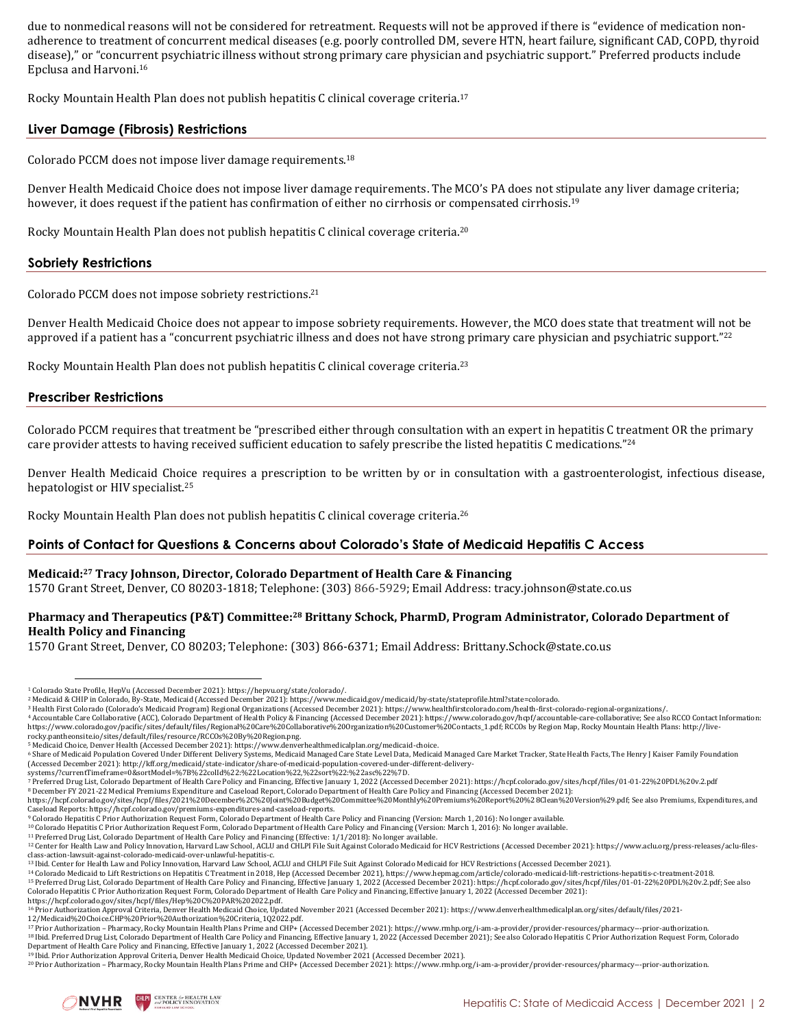due to nonmedical reasons will not be considered for retreatment. Requests will not be approved if there is "evidence of medication non-adherence to treatment of concurrent medical diseases (e.g. poorly controlled DM, severe HTN, heart failure, significant CAD, COPD, thyroid disease)," or "concurrent psychiatric illness without strong primary care physician and psychiatric support." Preferred products include Epclusa and Harvoni.[16]

Rocky Mountain Health Plan does not publish hepatitis C clinical coverage criteria.[17]

## Liver Damage (Fibrosis) Restrictions

Colorado PCCM does not impose liver damage requirements.[18]

Denver Health Medicaid Choice does not impose liver damage requirements. The MCO's PA does not stipulate any liver damage criteria; however, it does request if the patient has confirmation of either no cirrhosis or compensated cirrhosis.[19]

Rocky Mountain Health Plan does not publish hepatitis C clinical coverage criteria.[20]

## Sobriety Restrictions

Colorado PCCM does not impose sobriety restrictions.[21]

Denver Health Medicaid Choice does not appear to impose sobriety requirements. However, the MCO does state that treatment will not be approved if a patient has a "concurrent psychiatric illness and does not have strong primary care physician and psychiatric support."[22]

Rocky Mountain Health Plan does not publish hepatitis C clinical coverage criteria.[23]

## Prescriber Restrictions

Colorado PCCM requires that treatment be "prescribed either through consultation with an expert in hepatitis C treatment OR the primary care provider attests to having received sufficient education to safely prescribe the listed hepatitis C medications."[24]

Denver Health Medicaid Choice requires a prescription to be written by or in consultation with a gastroenterologist, infectious disease, hepatologist or HIV specialist.[25]

Rocky Mountain Health Plan does not publish hepatitis C clinical coverage criteria.[26]

## Points of Contact for Questions & Concerns about Colorado's State of Medicaid Hepatitis C Access

**Medicaid:[27] Tracy Johnson, Director, Colorado Department of Health Care & Financing**
1570 Grant Street, Denver, CO 80203-1818; Telephone: (303) 866-5929; Email Address: tracy.johnson@state.co.us

**Pharmacy and Therapeutics (P&T) Committee:[28] Brittany Schock, PharmD, Program Administrator, Colorado Department of Health Policy and Financing**
1570 Grant Street, Denver, CO 80203; Telephone: (303) 866-6371; Email Address: Brittany.Schock@state.co.us

---

[1] Colorado State Profile, HepVu (Accessed December 2021): https://hepvu.org/state/colorado/.
[2] Medicaid & CHIP in Colorado, By-State, Medicaid (Accessed December 2021): https://www.medicaid.gov/medicaid/by-state/stateprofile.html?state=colorado.
[3] Health First Colorado (Colorado's Medicaid Program) Regional Organizations (Accessed December 2021): https://www.healthfirstcolorado.com/health-first-colorado-regional-organizations/.
[4] Accountable Care Collaborative (ACC), Colorado Department of Health Policy & Financing (Accessed December 2021): https://www.colorado.gov/hcpf/accountable-care-collaborative; See also RCCO Contact Information: https://www.colorado.gov/pacific/sites/default/files/Regional%20Care%20Collaborative%20Organization%20Customer%20Contacts_1.pdf; RCCOs by Region Map, Rocky Mountain Health Plans: http://live-rocky.pantheonsite.io/sites/default/files/resource/RCCOs%20By%20Region.png.
[5] Medicaid Choice, Denver Health (Accessed December 2021): https://www.denverhealthmedicalplan.org/medicaid-choice.
[6] Share of Medicaid Population Covered Under Different Delivery Systems, Medicaid Managed Care State Level Data, Medicaid Managed Care Market Tracker, State Health Facts, The Henry J Kaiser Family Foundation (Accessed December 2021): http://kff.org/medicaid/state-indicator/share-of-medicaid-population-covered-under-different-delivery-systems/?currentTimeframe=0&sortModel=%7B%22colId%22:%22Location%22,%22sort%22:%22asc%22%7D.
[7] Preferred Drug List, Colorado Department of Health Care Policy and Financing, Effective January 1, 2022 (Accessed December 2021): https://hcpf.colorado.gov/sites/hcpf/files/01-01-22%20PDL%20v.2.pdf
[8] December FY 2021-22 Medical Premiums Expenditure and Caseload Report, Colorado Department of Health Care Policy and Financing (Accessed December 2021): https://hcpf.colorado.gov/sites/hcpf/files/2021%20December%2C%20Joint%20Budget%20Committee%20Monthly%20Premiums%20Report%20%28Clean%20Version%29.pdf; See also Premiums, Expenditures, and Caseload Reports: https://hcpf.colorado.gov/premiums-expenditures-and-caseload-reports.
[9] Colorado Hepatitis C Prior Authorization Request Form, Colorado Department of Health Care Policy and Financing (Version: March 1, 2016): No longer available.
[10] Colorado Hepatitis C Prior Authorization Request Form, Colorado Department of Health Care Policy and Financing (Version: March 1, 2016): No longer available.
[11] Preferred Drug List, Colorado Department of Health Care Policy and Financing (Effective: 1/1/2018): No longer available.
[12] Center for Health Law and Policy Innovation, Harvard Law School, ACLU and CHLPI File Suit Against Colorado Medicaid for HCV Restrictions (Accessed December 2021): https://www.aclu.org/press-releases/aclu-files-class-action-lawsuit-against-colorado-medicaid-over-unlawful-hepatitis-c.
[13] Ibid. Center for Health Law and Policy Innovation, Harvard Law School, ACLU and CHLPI File Suit Against Colorado Medicaid for HCV Restrictions (Accessed December 2021).
[14] Colorado Medicaid to Lift Restrictions on Hepatitis C Treatment in 2018, Hep (Accessed December 2021), https://www.hepmag.com/article/colorado-medicaid-lift-restrictions-hepatitis-c-treatment-2018.
[15] Preferred Drug List, Colorado Department of Health Care Policy and Financing, Effective January 1, 2022 (Accessed December 2021): https://hcpf.colorado.gov/sites/hcpf/files/01-01-22%20PDL%20v.2.pdf; See also Colorado Hepatitis C Prior Authorization Request Form, Colorado Department of Health Care Policy and Financing, Effective January 1, 2022 (Accessed December 2021): https://hcpf.colorado.gov/sites/hcpf/files/Hep%20C%20PAR%202022.pdf.
[16] Prior Authorization Approval Criteria, Denver Health Medicaid Choice, Updated November 2021 (Accessed December 2021): https://www.denverhealthmedicalplan.org/sites/default/files/2021-12/Medicaid%20Choice.CHP%20Prior%20Authorization%20Criteria_1Q2022.pdf.
[17] Prior Authorization – Pharmacy, Rocky Mountain Health Plans Prime and CHP+ (Accessed December 2021): https://www.rmhp.org/i-am-a-provider/provider-resources/pharmacy---prior-authorization.
[18] Ibid. Preferred Drug List, Colorado Department of Health Care Policy and Financing, Effective January 1, 2022 (Accessed December 2021); See also Colorado Hepatitis C Prior Authorization Request Form, Colorado Department of Health Care Policy and Financing, Effective January 1, 2022 (Accessed December 2021).
[19] Ibid. Prior Authorization Approval Criteria, Denver Health Medicaid Choice, Updated November 2021 (Accessed December 2021).
[20] Prior Authorization – Pharmacy, Rocky Mountain Health Plans Prime and CHP+ (Accessed December 2021): https://www.rmhp.org/i-am-a-provider/provider-resources/pharmacy---prior-authorization.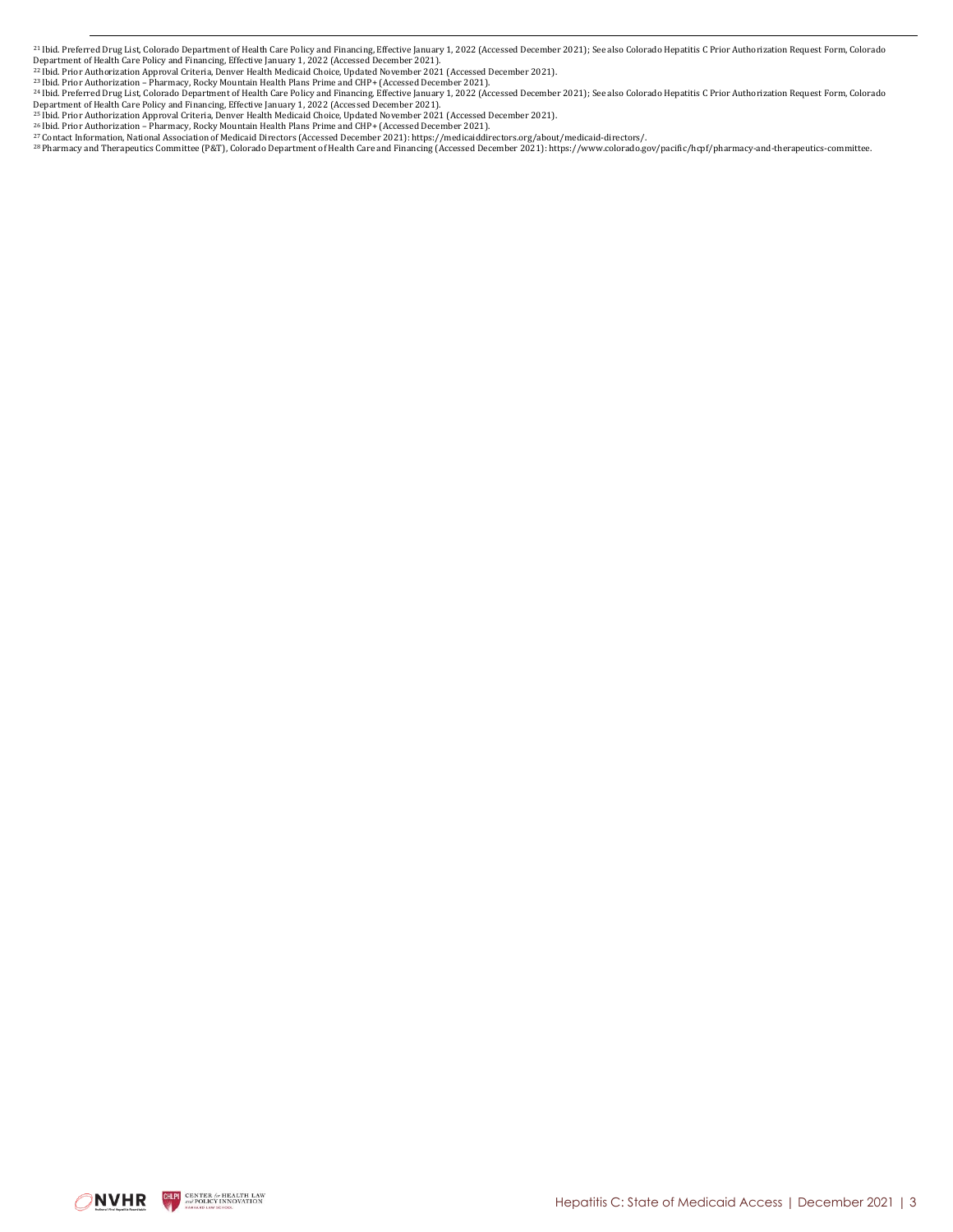[21] Ibid. Preferred Drug List, Colorado Department of Health Care Policy and Financing, Effective January 1, 2022 (Accessed December 2021); See also Colorado Hepatitis C Prior Authorization Request Form, Colorado Department of Health Care Policy and Financing, Effective January 1, 2022 (Accessed December 2021).

[22] Ibid. Prior Authorization Approval Criteria, Denver Health Medicaid Choice, Updated November 2021 (Accessed December 2021).

[23] Ibid. Prior Authorization – Pharmacy, Rocky Mountain Health Plans Prime and CHP+ (Accessed December 2021).

[24] Ibid. Preferred Drug List, Colorado Department of Health Care Policy and Financing. Effective January 1, 2022 (Accessed December 2021); See also Colorado Hepatitis C Prior Authorization Request Form, Colorado Department of Health Care Policy and Financing, Effective January 1, 2022 (Accessed December 2021).

[25] Ibid. Prior Authorization Approval Criteria, Denver Health Medicaid Choice, Updated November 2021 (Accessed December 2021).

[26] Ibid. Prior Authorization – Pharmacy, Rocky Mountain Health Plans Prime and CHP+ (Accessed December 2021).

[27] Contact Information, National Association of Medicaid Directors (Accessed December 2021): https://medicaiddirectors.org/about/medicaid-directors/.

[28] Pharmacy and Therapeutics Committee (P&T), Colorado Department of Health Care and Financing (Accessed December 2021): https://www.colorado.gov/pacific/hcpf/pharmacy-and-therapeutics-committee.